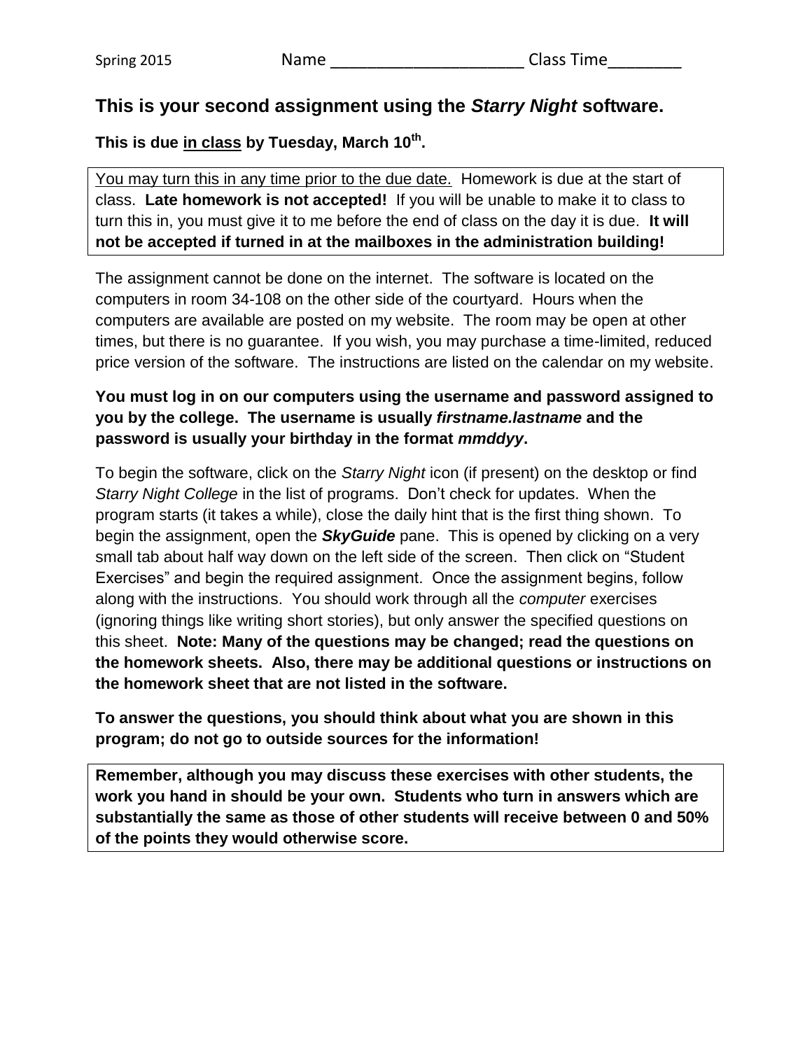Spring 2015 Name ____________________ Class Time________

## This is your second assignment using the *Starry Night* software.

**This is due <u>in class</u> by Tuesday, March 10th.**

<u>You may turn this in any time prior to the due date.</u> Homework is due at the start of class. **Late homework is not accepted!** If you will be unable to make it to class to turn this in, you must give it to me before the end of class on the day it is due. **It will not be accepted if turned in at the mailboxes in the administration building!**

The assignment cannot be done on the internet. The software is located on the computers in room 34-108 on the other side of the courtyard. Hours when the computers are available are posted on my website. The room may be open at other times, but there is no guarantee. If you wish, you may purchase a time-limited, reduced price version of the software. The instructions are listed on the calendar on my website.

**You must log in on our computers using the username and password assigned to you by the college. The username is usually *firstname.lastname* and the password is usually your birthday in the format *mmddyy*.**

To begin the software, click on the *Starry Night* icon (if present) on the desktop or find *Starry Night College* in the list of programs. Don't check for updates. When the program starts (it takes a while), close the daily hint that is the first thing shown. To begin the assignment, open the ***SkyGuide*** pane. This is opened by clicking on a very small tab about half way down on the left side of the screen. Then click on "Student Exercises" and begin the required assignment. Once the assignment begins, follow along with the instructions. You should work through all the *computer* exercises (ignoring things like writing short stories), but only answer the specified questions on this sheet. **Note: Many of the questions may be changed; read the questions on the homework sheets. Also, there may be additional questions or instructions on the homework sheet that are not listed in the software.**

**To answer the questions, you should think about what you are shown in this program; do not go to outside sources for the information!**

**Remember, although you may discuss these exercises with other students, the work you hand in should be your own. Students who turn in answers which are substantially the same as those of other students will receive between 0 and 50% of the points they would otherwise score.**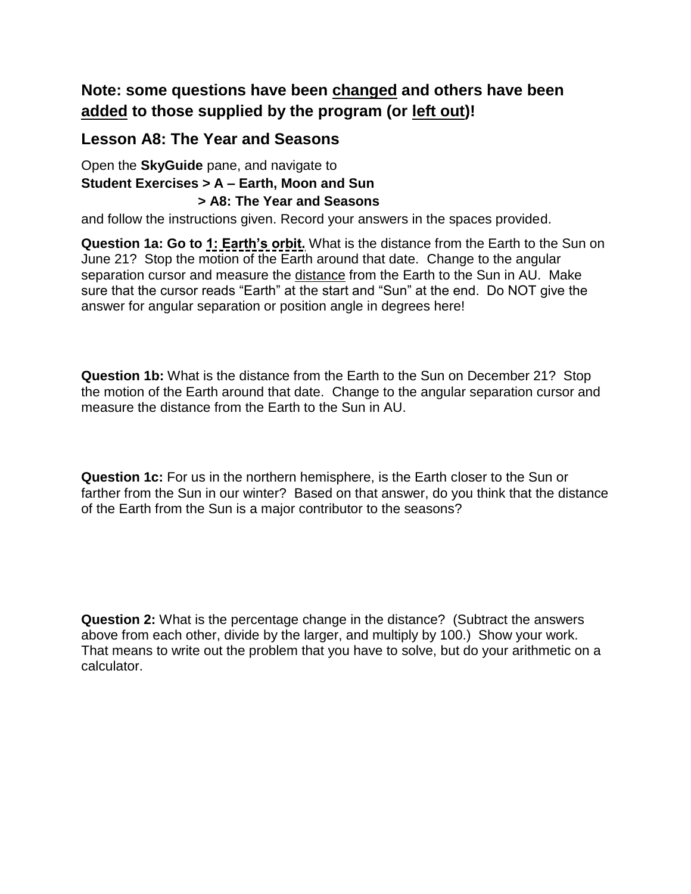## Note: some questions have been <u>changed</u> and others have been <u>added</u> to those supplied by the program (or <u>left out</u>)!

## Lesson A8: The Year and Seasons

Open the **SkyGuide** pane, and navigate to
**Student Exercises > A – Earth, Moon and Sun**
**> A8: The Year and Seasons**
and follow the instructions given. Record your answers in the spaces provided.

**Question 1a: Go to 1: Earth's orbit.** What is the distance from the Earth to the Sun on June 21? Stop the motion of the Earth around that date. Change to the angular separation cursor and measure the <u>distance</u> from the Earth to the Sun in AU. Make sure that the cursor reads "Earth" at the start and "Sun" at the end. Do NOT give the answer for angular separation or position angle in degrees here!

**Question 1b:** What is the distance from the Earth to the Sun on December 21? Stop the motion of the Earth around that date. Change to the angular separation cursor and measure the distance from the Earth to the Sun in AU.

**Question 1c:** For us in the northern hemisphere, is the Earth closer to the Sun or farther from the Sun in our winter? Based on that answer, do you think that the distance of the Earth from the Sun is a major contributor to the seasons?

**Question 2:** What is the percentage change in the distance? (Subtract the answers above from each other, divide by the larger, and multiply by 100.) Show your work. That means to write out the problem that you have to solve, but do your arithmetic on a calculator.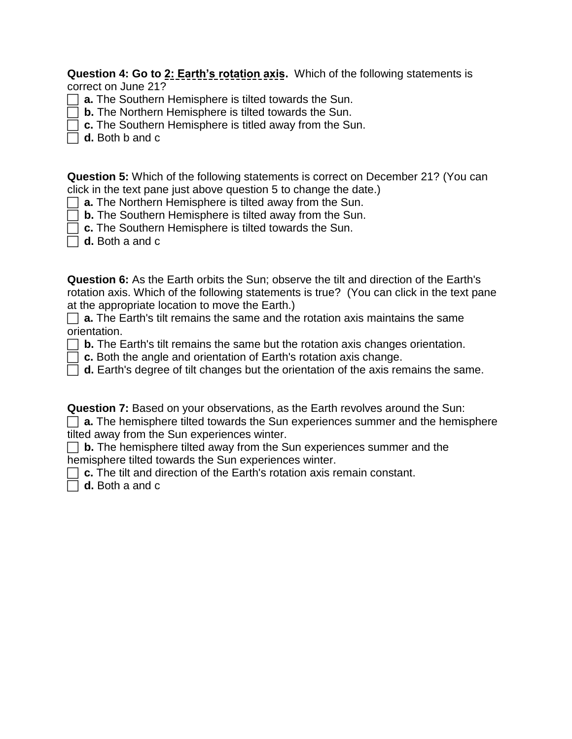**Question 4: Go to 2: Earth's rotation axis.** Which of the following statements is correct on June 21?

☐ **a.** The Southern Hemisphere is tilted towards the Sun.
☐ **b.** The Northern Hemisphere is tilted towards the Sun.
☐ **c.** The Southern Hemisphere is titled away from the Sun.
☐ **d.** Both b and c

**Question 5:** Which of the following statements is correct on December 21? (You can click in the text pane just above question 5 to change the date.)

☐ **a.** The Northern Hemisphere is tilted away from the Sun.
☐ **b.** The Southern Hemisphere is tilted away from the Sun.
☐ **c.** The Southern Hemisphere is tilted towards the Sun.
☐ **d.** Both a and c

**Question 6:** As the Earth orbits the Sun; observe the tilt and direction of the Earth's rotation axis. Which of the following statements is true? (You can click in the text pane at the appropriate location to move the Earth.)

☐ **a.** The Earth's tilt remains the same and the rotation axis maintains the same orientation.
☐ **b.** The Earth's tilt remains the same but the rotation axis changes orientation.
☐ **c.** Both the angle and orientation of Earth's rotation axis change.
☐ **d.** Earth's degree of tilt changes but the orientation of the axis remains the same.

**Question 7:** Based on your observations, as the Earth revolves around the Sun:

☐ **a.** The hemisphere tilted towards the Sun experiences summer and the hemisphere tilted away from the Sun experiences winter.
☐ **b.** The hemisphere tilted away from the Sun experiences summer and the hemisphere tilted towards the Sun experiences winter.
☐ **c.** The tilt and direction of the Earth's rotation axis remain constant.
☐ **d.** Both a and c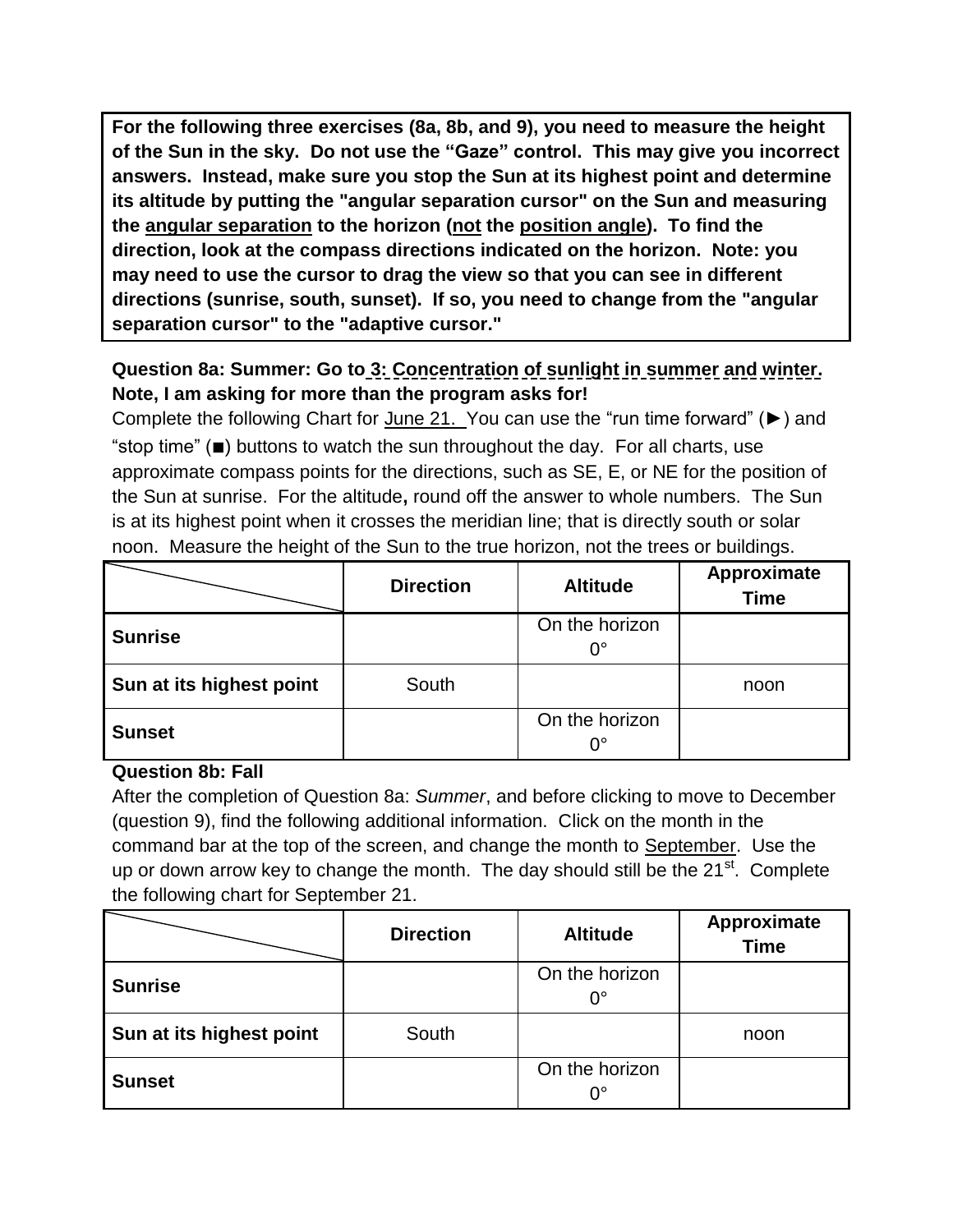**For the following three exercises (8a, 8b, and 9), you need to measure the height of the Sun in the sky. Do not use the "Gaze" control. This may give you incorrect answers. Instead, make sure you stop the Sun at its highest point and determine its altitude by putting the "angular separation cursor" on the Sun and measuring the <u>angular separation</u> to the horizon (<u>not</u> the <u>position angle</u>). To find the direction, look at the compass directions indicated on the horizon. Note: you may need to use the cursor to drag the view so that you can see in different directions (sunrise, south, sunset). If so, you need to change from the "angular separation cursor" to the "adaptive cursor."**

**Question 8a: Summer: Go to <u>3: Concentration of sunlight in summer and winter.</u> Note, I am asking for more than the program asks for!**

Complete the following Chart for <u>June 21.</u> You can use the "run time forward" (►) and "stop time" (■) buttons to watch the sun throughout the day. For all charts, use approximate compass points for the directions, such as SE, E, or NE for the position of the Sun at sunrise. For the altitude**,** round off the answer to whole numbers. The Sun is at its highest point when it crosses the meridian line; that is directly south or solar noon. Measure the height of the Sun to the true horizon, not the trees or buildings.

| | Direction | Altitude | Approximate Time |
|---|---|---|---|
| **Sunrise** | | On the horizon 0° | |
| **Sun at its highest point** | South | | noon |
| **Sunset** | | On the horizon 0° | |

**Question 8b: Fall**

After the completion of Question 8a: *Summer*, and before clicking to move to December (question 9), find the following additional information. Click on the month in the command bar at the top of the screen, and change the month to <u>September</u>. Use the up or down arrow key to change the month. The day should still be the 21st. Complete the following chart for September 21.

| | Direction | Altitude | Approximate Time |
|---|---|---|---|
| **Sunrise** | | On the horizon 0° | |
| **Sun at its highest point** | South | | noon |
| **Sunset** | | On the horizon 0° | |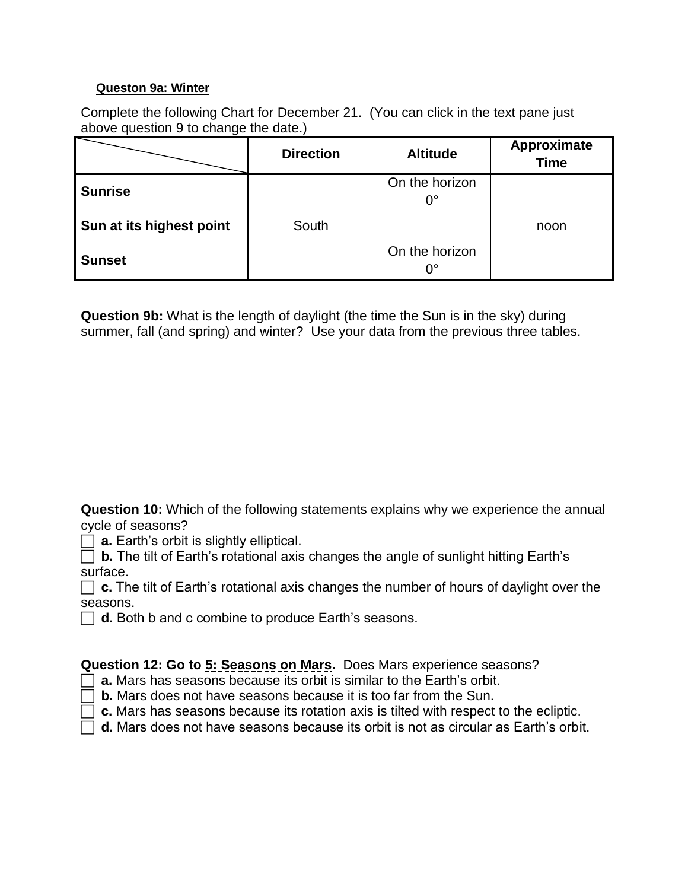**Queston 9a: Winter**

Complete the following Chart for December 21. (You can click in the text pane just above question 9 to change the date.)

| | Direction | Altitude | Approximate Time |
|---|---|---|---|
| **Sunrise** | | On the horizon 0° | |
| **Sun at its highest point** | South | | noon |
| **Sunset** | | On the horizon 0° | |

**Question 9b:** What is the length of daylight (the time the Sun is in the sky) during summer, fall (and spring) and winter? Use your data from the previous three tables.

**Question 10:** Which of the following statements explains why we experience the annual cycle of seasons?

- [ ] **a.** Earth's orbit is slightly elliptical.
- [ ] **b.** The tilt of Earth's rotational axis changes the angle of sunlight hitting Earth's surface.
- [ ] **c.** The tilt of Earth's rotational axis changes the number of hours of daylight over the seasons.
- [ ] **d.** Both b and c combine to produce Earth's seasons.

**Question 12: Go to 5: Seasons on Mars.** Does Mars experience seasons?

- [ ] **a.** Mars has seasons because its orbit is similar to the Earth's orbit.
- [ ] **b.** Mars does not have seasons because it is too far from the Sun.
- [ ] **c.** Mars has seasons because its rotation axis is tilted with respect to the ecliptic.
- [ ] **d.** Mars does not have seasons because its orbit is not as circular as Earth's orbit.